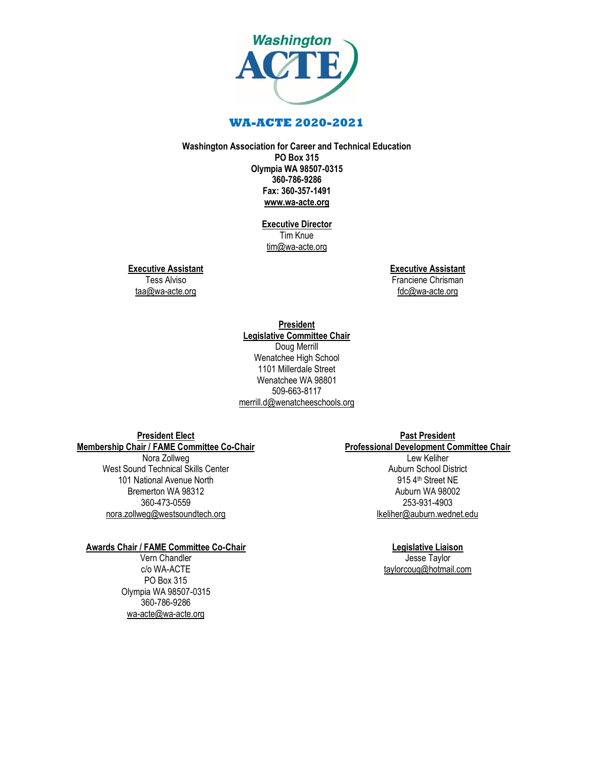# WA-ACTE 2020-2021

**Washington Association for Career and Technical Education**
**PO Box 315**
**Olympia WA 98507-0315**
**360-786-9286**
**Fax: 360-357-1491**
**www.wa-acte.org**

**Executive Director**
Tim Knue
tim@wa-acte.org

**Executive Assistant**
Tess Alviso
taa@wa-acte.org

**Executive Assistant**
Franciene Chrisman
fdc@wa-acte.org

**President**
**Legislative Committee Chair**
Doug Merrill
Wenatchee High School
1101 Millerdale Street
Wenatchee WA 98801
509-663-8117
merrill.d@wenatcheeschools.org

**President Elect**
**Membership Chair / FAME Committee Co-Chair**
Nora Zollweg
West Sound Technical Skills Center
101 National Avenue North
Bremerton WA 98312
360-473-0559
nora.zollweg@westsoundtech.org

**Past President**
**Professional Development Committee Chair**
Lew Keliher
Auburn School District
915 4th Street NE
Auburn WA 98002
253-931-4903
lkeliher@auburn.wednet.edu

**Awards Chair / FAME Committee Co-Chair**
Vern Chandler
c/o WA-ACTE
PO Box 315
Olympia WA 98507-0315
360-786-9286
wa-acte@wa-acte.org

**Legislative Liaison**
Jesse Taylor
taylorcoug@hotmail.com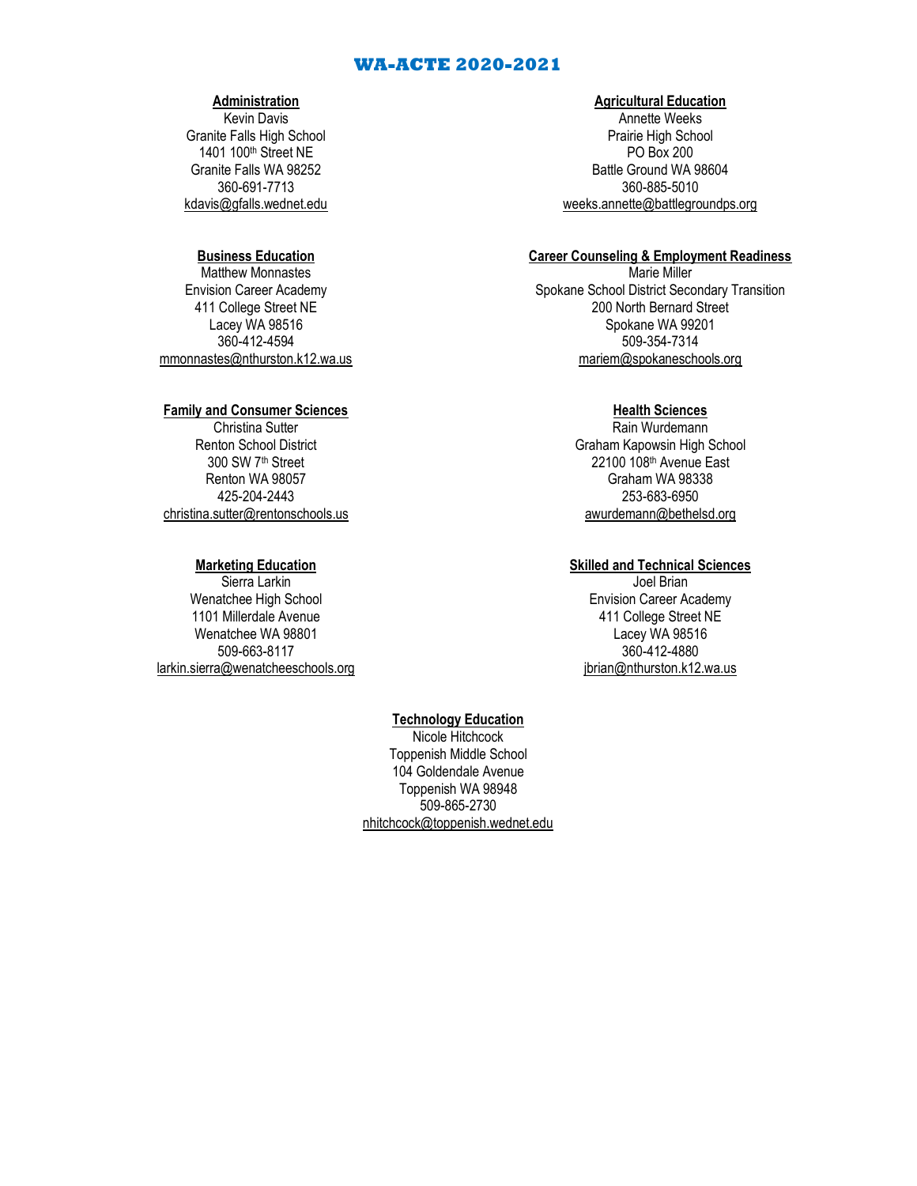# WA-ACTE 2020-2021

**Administration**
Kevin Davis
Granite Falls High School
1401 100th Street NE
Granite Falls WA 98252
360-691-7713
kdavis@gfalls.wednet.edu

**Agricultural Education**
Annette Weeks
Prairie High School
PO Box 200
Battle Ground WA 98604
360-885-5010
weeks.annette@battlegroundps.org

**Business Education**
Matthew Monnastes
Envision Career Academy
411 College Street NE
Lacey WA 98516
360-412-4594
mmonnastes@nthurston.k12.wa.us

**Career Counseling & Employment Readiness**
Marie Miller
Spokane School District Secondary Transition
200 North Bernard Street
Spokane WA 99201
509-354-7314
mariem@spokaneschools.org

**Family and Consumer Sciences**
Christina Sutter
Renton School District
300 SW 7th Street
Renton WA 98057
425-204-2443
christina.sutter@rentonschools.us

**Health Sciences**
Rain Wurdemann
Graham Kapowsin High School
22100 108th Avenue East
Graham WA 98338
253-683-6950
awurdemann@bethelsd.org

**Marketing Education**
Sierra Larkin
Wenatchee High School
1101 Millerdale Avenue
Wenatchee WA 98801
509-663-8117
larkin.sierra@wenatcheeschools.org

**Skilled and Technical Sciences**
Joel Brian
Envision Career Academy
411 College Street NE
Lacey WA 98516
360-412-4880
jbrian@nthurston.k12.wa.us

**Technology Education**
Nicole Hitchcock
Toppenish Middle School
104 Goldendale Avenue
Toppenish WA 98948
509-865-2730
nhitchcock@toppenish.wednet.edu